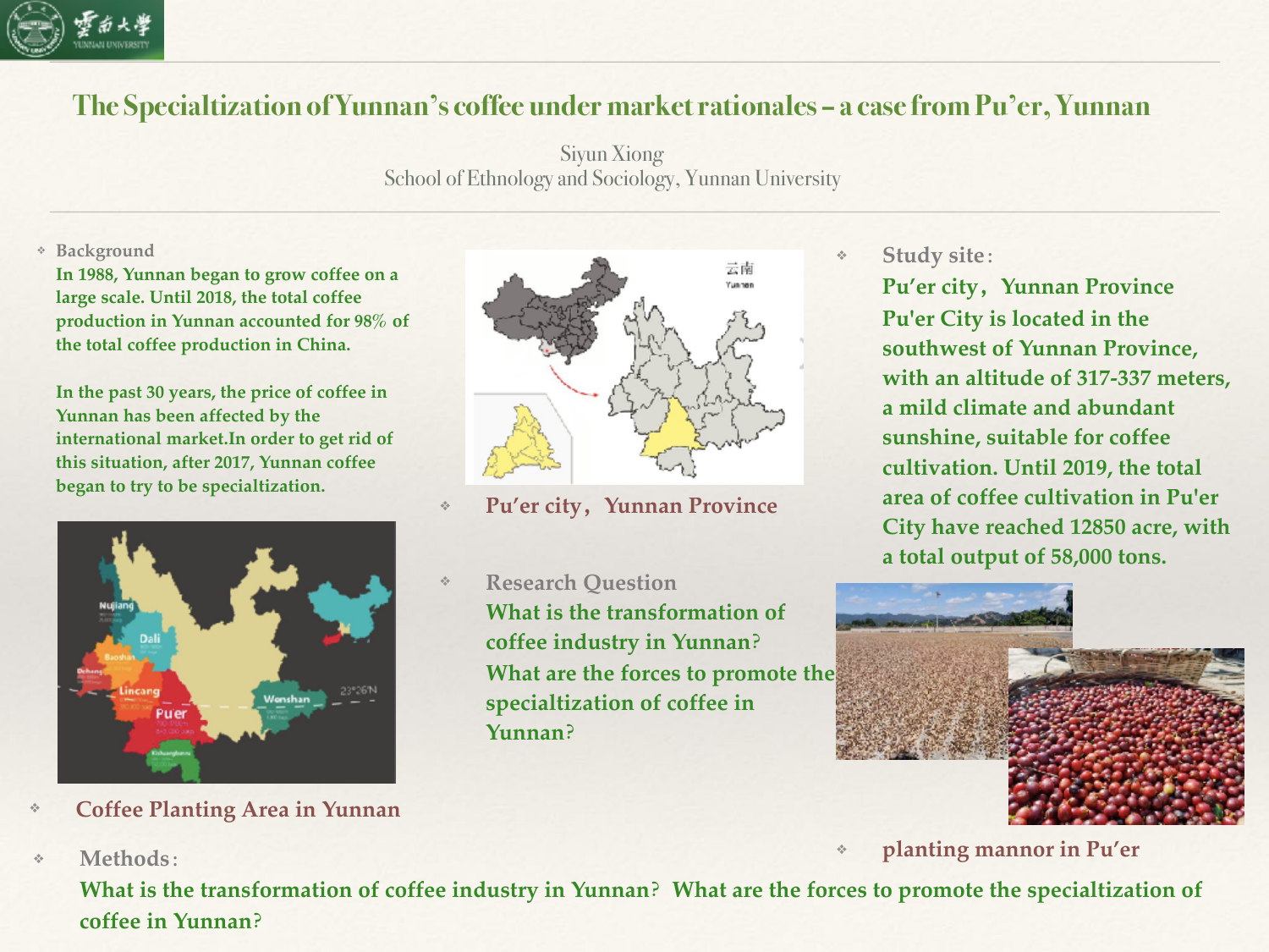# The Specialtization of Yunnan's coffee under market rationales – a case from Pu'er, Yunnan

Siyun Xiong
School of Ethnology and Sociology, Yunnan University

- Background

  In 1988, Yunnan began to grow coffee on a large scale. Until 2018, the total coffee production in Yunnan accounted for 98% of the total coffee production in China.

  In the past 30 years, the price of coffee in Yunnan has been affected by the international market.In order to get rid of this situation, after 2017, Yunnan coffee began to try to be specialtization.

- Coffee Planting Area in Yunnan

- Pu'er city，Yunnan Province

- Research Question

  What is the transformation of coffee industry in Yunnan?

  What are the forces to promote the specialtization of coffee in Yunnan?

- Study site：

  Pu'er city，Yunnan Province

  Pu'er City is located in the southwest of Yunnan Province, with an altitude of 317-337 meters, a mild climate and abundant sunshine, suitable for coffee cultivation. Until 2019, the total area of coffee cultivation in Pu'er City have reached 12850 acre, with a total output of 58,000 tons.

- planting mannor in Pu'er

- Methods：

  What is the transformation of coffee industry in Yunnan? What are the forces to promote the specialtization of coffee in Yunnan?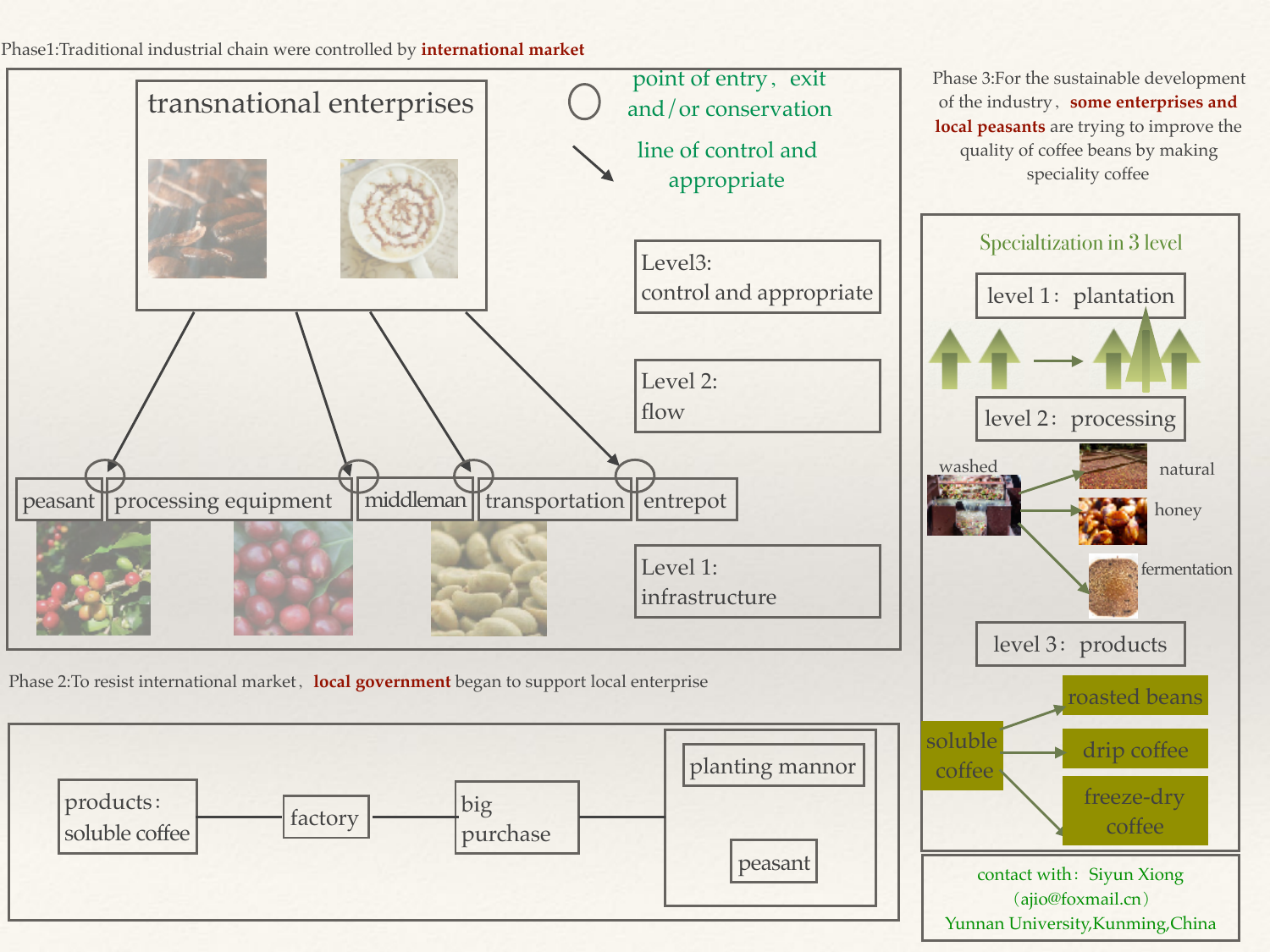Phase1:Traditional industrial chain were controlled by **international market**

transnational enterprises

point of entry, exit and/or conservation

line of control and appropriate

Level3: control and appropriate

Level 2: flow

Level 1: infrastructure

peasant | processing equipment | middleman | transportation | entrepot

Phase 2:To resist international market, **local government** began to support local enterprise

products: soluble coffee — factory — big purchase — planting mannor / peasant

Phase 3:For the sustainable development of the industry, **some enterprises and local peasants** are trying to improve the quality of coffee beans by making speciality coffee

Specialtization in 3 level

level 1: plantation

level 2: processing

washed

natural

honey

fermentation

level 3: products

soluble coffee

roasted beans

drip coffee

freeze-dry coffee

contact with: Siyun Xiong (ajio@foxmail.cn)
Yunnan University,Kunming,China